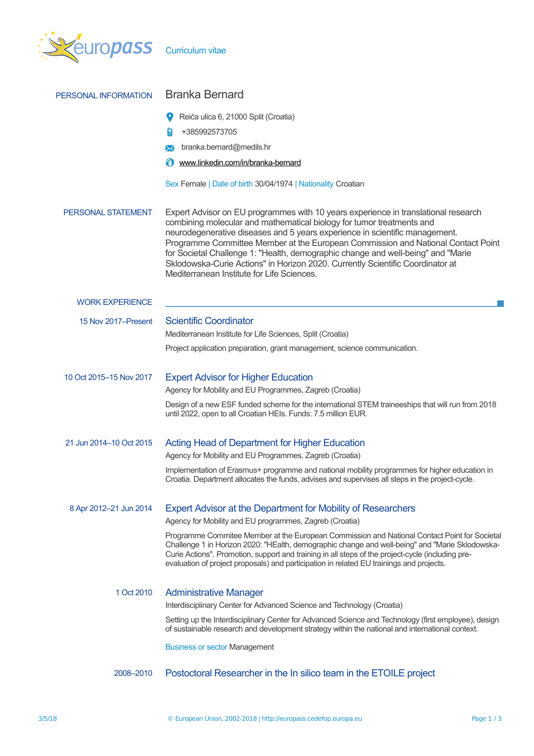# Curriculum vitae

## PERSONAL INFORMATION

### Branka Bernard

Reića ulica 6, 21000 Split (Croatia)

+385992573705

branka.bernard@medils.hr

www.linkedin.com/in/branka-bernard

Sex Female | Date of birth 30/04/1974 | Nationality Croatian

## PERSONAL STATEMENT

Expert Advisor on EU programmes with 10 years experience in translational research combining molecular and mathematical biology for tumor treatments and neurodegenerative diseases and 5 years experience in scientific management. Programme Committee Member at the European Commission and National Contact Point for Societal Challenge 1: "Health, demographic change and well-being" and "Marie Sklodowska-Curie Actions" in Horizon 2020. Currently Scientific Coordinator at Mediterranean Institute for Life Sciences.

## WORK EXPERIENCE

**15 Nov 2017–Present**

### Scientific Coordinator

Mediterranean Institute for Life Sciences, Split (Croatia)

Project application preparation, grant management, science communication.

**10 Oct 2015–15 Nov 2017**

### Expert Advisor for Higher Education

Agency for Mobility and EU Programmes, Zagreb (Croatia)

Design of a new ESF funded scheme for the international STEM traineeships that will run from 2018 until 2022, open to all Croatian HEIs. Funds: 7.5 million EUR.

**21 Jun 2014–10 Oct 2015**

### Acting Head of Department for Higher Education

Agency for Mobility and EU Programmes, Zagreb (Croatia)

Implementation of Erasmus+ programme and national mobility programmes for higher education in Croatia. Department allocates the funds, advises and supervises all steps in the project-cycle.

**8 Apr 2012–21 Jun 2014**

### Expert Advisor at the Department for Mobility of Researchers

Agency for Mobility and EU programmes, Zagreb (Croatia)

Programme Commitee Member at the European Commission and National Contact Point for Societal Challenge 1 in Horizon 2020: "HEalth, demographic change and well-being" and "Marie Sklodowska-Curie Actions". Promotion, support and training in all steps of the project-cycle (including pre-evaluation of project proposals) and participation in related EU trainings and projects.

**1 Oct 2010**

### Administrative Manager

Interdisciplinary Center for Advanced Science and Technology (Croatia)

Setting up the Interdisciplinary Center for Advanced Science and Technology (first employee), design of sustainable research and development strategy within the national and international context.

Business or sector Management

**2008–2010**

### Postoctoral Researcher in the In silico team in the ETOILE project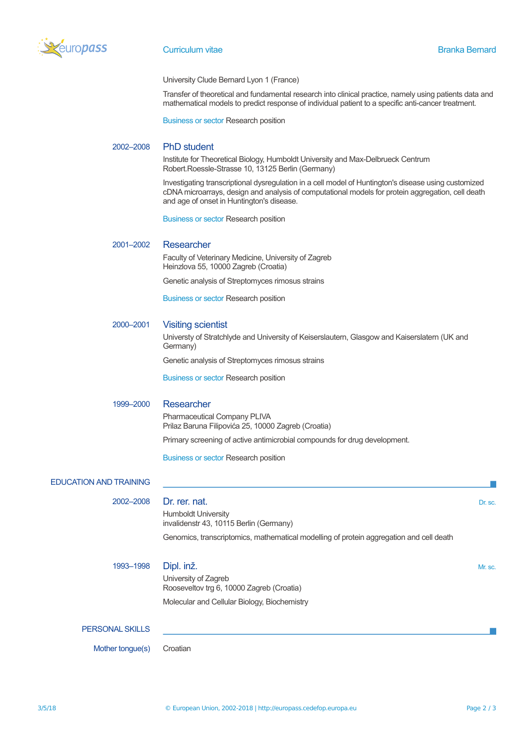University Clude Bernard Lyon 1 (France)

Transfer of theoretical and fundamental research into clinical practice, namely using patients data and mathematical models to predict response of individual patient to a specific anti-cancer treatment.

Business or sector Research position

**2002–2008**

### PhD student

Institute for Theoretical Biology, Humboldt University and Max-Delbrueck Centrum
Robert.Roessle-Strasse 10, 13125 Berlin (Germany)

Investigating transcriptional dysregulation in a cell model of Huntington's disease using customized cDNA microarrays, design and analysis of computational models for protein aggregation, cell death and age of onset in Huntington's disease.

Business or sector Research position

**2001–2002**

### Researcher

Faculty of Veterinary Medicine, University of Zagreb
Heinzlova 55, 10000 Zagreb (Croatia)

Genetic analysis of Streptomyces rimosus strains

Business or sector Research position

**2000–2001**

### Visiting scientist

Universty of Stratchlyde and University of Keiserslautern, Glasgow and Kaiserslatern (UK and Germany)

Genetic analysis of Streptomyces rimosus strains

Business or sector Research position

**1999–2000**

### Researcher

Pharmaceutical Company PLIVA
Prilaz Baruna Filipovića 25, 10000 Zagreb (Croatia)

Primary screening of active antimicrobial compounds for drug development.

Business or sector Research position

## EDUCATION AND TRAINING

**2002–2008**

### Dr. rer. nat.

Dr. sc.

Humboldt University
invalidenstr 43, 10115 Berlin (Germany)

Genomics, transcriptomics, mathematical modelling of protein aggregation and cell death

**1993–1998**

### Dipl. inž.

Mr. sc.

University of Zagreb
Rooseveltov trg 6, 10000 Zagreb (Croatia)

Molecular and Cellular Biology, Biochemistry

## PERSONAL SKILLS

Mother tongue(s): Croatian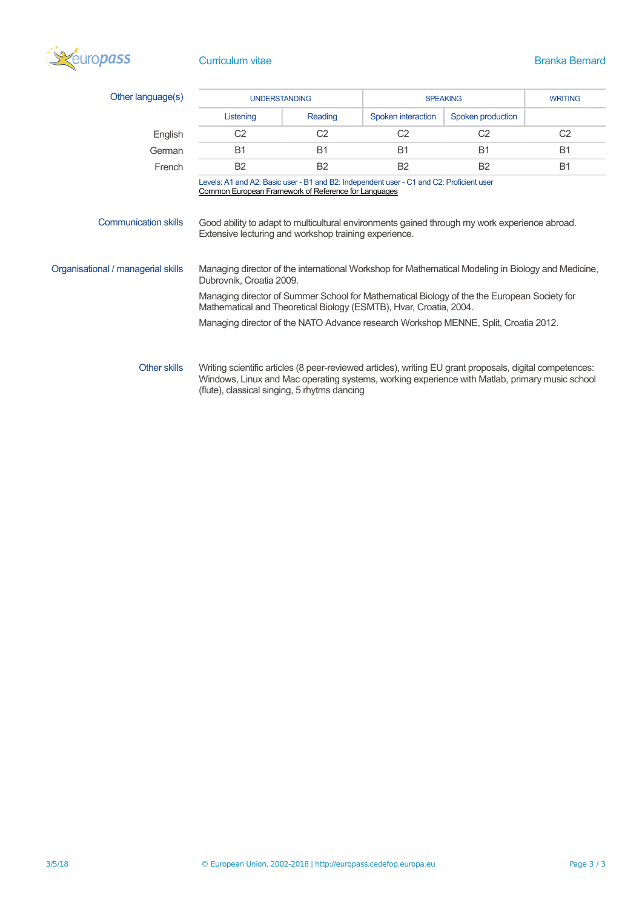### Other language(s)

| | UNDERSTANDING | | SPEAKING | | WRITING |
|---|---|---|---|---|---|
| | Listening | Reading | Spoken interaction | Spoken production | |
| English | C2 | C2 | C2 | C2 | C2 |
| German | B1 | B1 | B1 | B1 | B1 |
| French | B2 | B2 | B2 | B2 | B1 |

Levels: A1 and A2: Basic user - B1 and B2: Independent user - C1 and C2: Proficient user
Common European Framework of Reference for Languages

### Communication skills

Good ability to adapt to multicultural environments gained through my work experience abroad.
Extensive lecturing and workshop training experience.

### Organisational / managerial skills

Managing director of the international Workshop for Mathematical Modeling in Biology and Medicine, Dubrovnik, Croatia 2009.

Managing director of Summer School for Mathematical Biology of the the European Society for Mathematical and Theoretical Biology (ESMTB), Hvar, Croatia, 2004.

Managing director of the NATO Advance research Workshop MENNE, Split, Croatia 2012.

### Other skills

Writing scientific articles (8 peer-reviewed articles), writing EU grant proposals, digital competences: Windows, Linux and Mac operating systems, working experience with Matlab, primary music school (flute), classical singing, 5 rhytms dancing